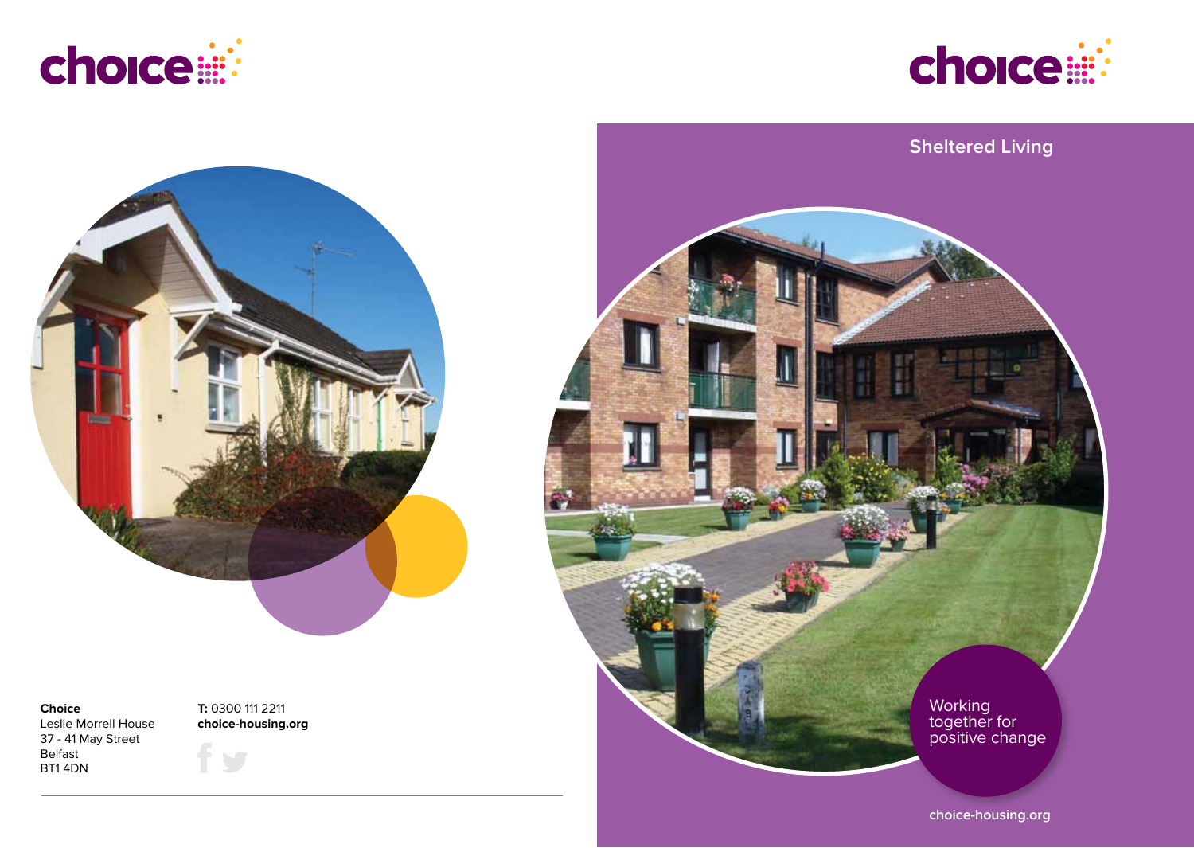choice

**Choice**
Leslie Morrell House
37 - 41 May Street
Belfast
BT1 4DN

**T:** 0300 111 2211
**choice-housing.org**

choice

# Sheltered Living

Working together for positive change

choice-housing.org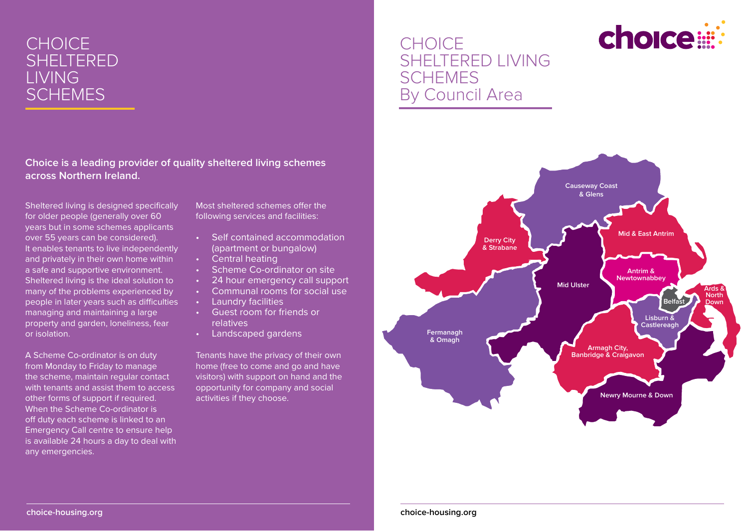# CHOICE SHELTERED LIVING SCHEMES

**Choice is a leading provider of quality sheltered living schemes across Northern Ireland.**

Sheltered living is designed specifically for older people (generally over 60 years but in some schemes applicants over 55 years can be considered). It enables tenants to live independently and privately in their own home within a safe and supportive environment. Sheltered living is the ideal solution to many of the problems experienced by people in later years such as difficulties managing and maintaining a large property and garden, loneliness, fear or isolation.

A Scheme Co-ordinator is on duty from Monday to Friday to manage the scheme, maintain regular contact with tenants and assist them to access other forms of support if required. When the Scheme Co-ordinator is off duty each scheme is linked to an Emergency Call centre to ensure help is available 24 hours a day to deal with any emergencies.

Most sheltered schemes offer the following services and facilities:

- Self contained accommodation (apartment or bungalow)
- Central heating
- Scheme Co-ordinator on site
- 24 hour emergency call support
- Communal rooms for social use
- Laundry facilities
- Guest room for friends or relatives
- Landscaped gardens

Tenants have the privacy of their own home (free to come and go and have visitors) with support on hand and the opportunity for company and social activities if they choose.

choice-housing.org

# CHOICE SHELTERED LIVING SCHEMES By Council Area

choice

Causeway Coast & Glens

Derry City & Strabane

Mid & East Antrim

Antrim & Newtownabbey

Mid Ulster

Belfast

Ards & North Down

Lisburn & Castlereagh

Fermanagh & Omagh

Armagh City, Banbridge & Craigavon

Newry Mourne & Down

choice-housing.org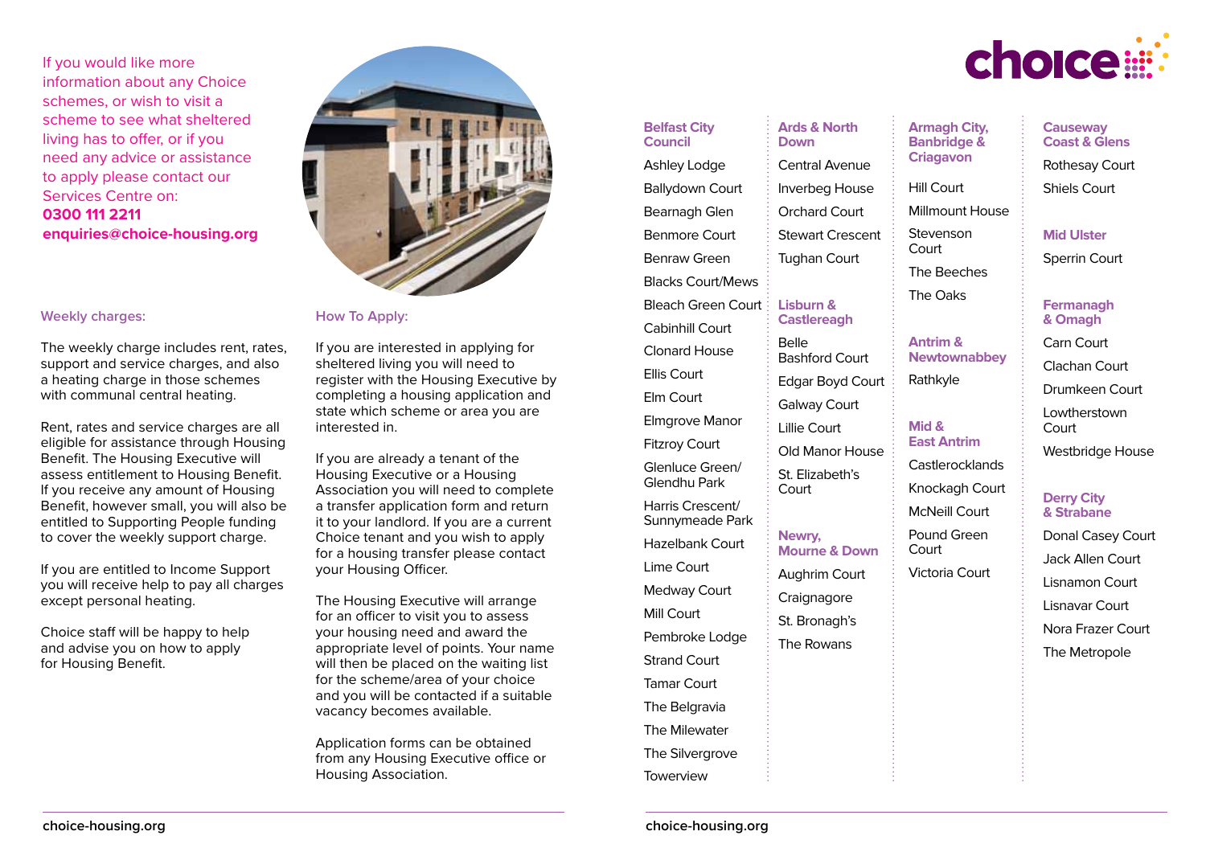If you would like more information about any Choice schemes, or wish to visit a scheme to see what sheltered living has to offer, or if you need any advice or assistance to apply please contact our Services Centre on:
**0300 111 2211**
**enquiries@choice-housing.org**

### Weekly charges:

The weekly charge includes rent, rates, support and service charges, and also a heating charge in those schemes with communal central heating.

Rent, rates and service charges are all eligible for assistance through Housing Benefit. The Housing Executive will assess entitlement to Housing Benefit. If you receive any amount of Housing Benefit, however small, you will also be entitled to Supporting People funding to cover the weekly support charge.

If you are entitled to Income Support you will receive help to pay all charges except personal heating.

Choice staff will be happy to help and advise you on how to apply for Housing Benefit.

### How To Apply:

If you are interested in applying for sheltered living you will need to register with the Housing Executive by completing a housing application and state which scheme or area you are interested in.

If you are already a tenant of the Housing Executive or a Housing Association you will need to complete a transfer application form and return it to your landlord. If you are a current Choice tenant and you wish to apply for a housing transfer please contact your Housing Officer.

The Housing Executive will arrange for an officer to visit you to assess your housing need and award the appropriate level of points. Your name will then be placed on the waiting list for the scheme/area of your choice and you will be contacted if a suitable vacancy becomes available.

Application forms can be obtained from any Housing Executive office or Housing Association.

choice-housing.org

# choice

### Belfast City Council

- Ashley Lodge
- Ballydown Court
- Bearnagh Glen
- Benmore Court
- Benraw Green
- Blacks Court/Mews
- Bleach Green Court
- Cabinhill Court
- Clonard House
- Ellis Court
- Elm Court
- Elmgrove Manor
- Fitzroy Court
- Glenluce Green/ Glendhu Park
- Harris Crescent/ Sunnymeade Park
- Hazelbank Court
- Lime Court
- Medway Court
- Mill Court
- Pembroke Lodge
- Strand Court
- Tamar Court
- The Belgravia
- The Milewater
- The Silvergrove
- Towerview

### Ards & North Down

- Central Avenue
- Inverbeg House
- Orchard Court
- Stewart Crescent
- Tughan Court

### Lisburn & Castlereagh

- Belle Bashford Court
- Edgar Boyd Court
- Galway Court
- Lillie Court
- Old Manor House
- St. Elizabeth's Court

### Newry, Mourne & Down

- Aughrim Court
- Craignagore
- St. Bronagh's
- The Rowans

### Armagh City, Banbridge & Criagavon

- Hill Court
- Millmount House
- Stevenson Court
- The Beeches
- The Oaks

### Antrim & Newtownabbey

- Rathkyle

### Mid & East Antrim

- Castlerocklands
- Knockagh Court
- McNeill Court
- Pound Green Court
- Victoria Court

### Causeway Coast & Glens

- Rothesay Court
- Shiels Court

### Mid Ulster

- Sperrin Court

### Fermanagh & Omagh

- Carn Court
- Clachan Court
- Drumkeen Court
- Lowtherstown Court
- Westbridge House

### Derry City & Strabane

- Donal Casey Court
- Jack Allen Court
- Lisnamon Court
- Lisnavar Court
- Nora Frazer Court
- The Metropole

choice-housing.org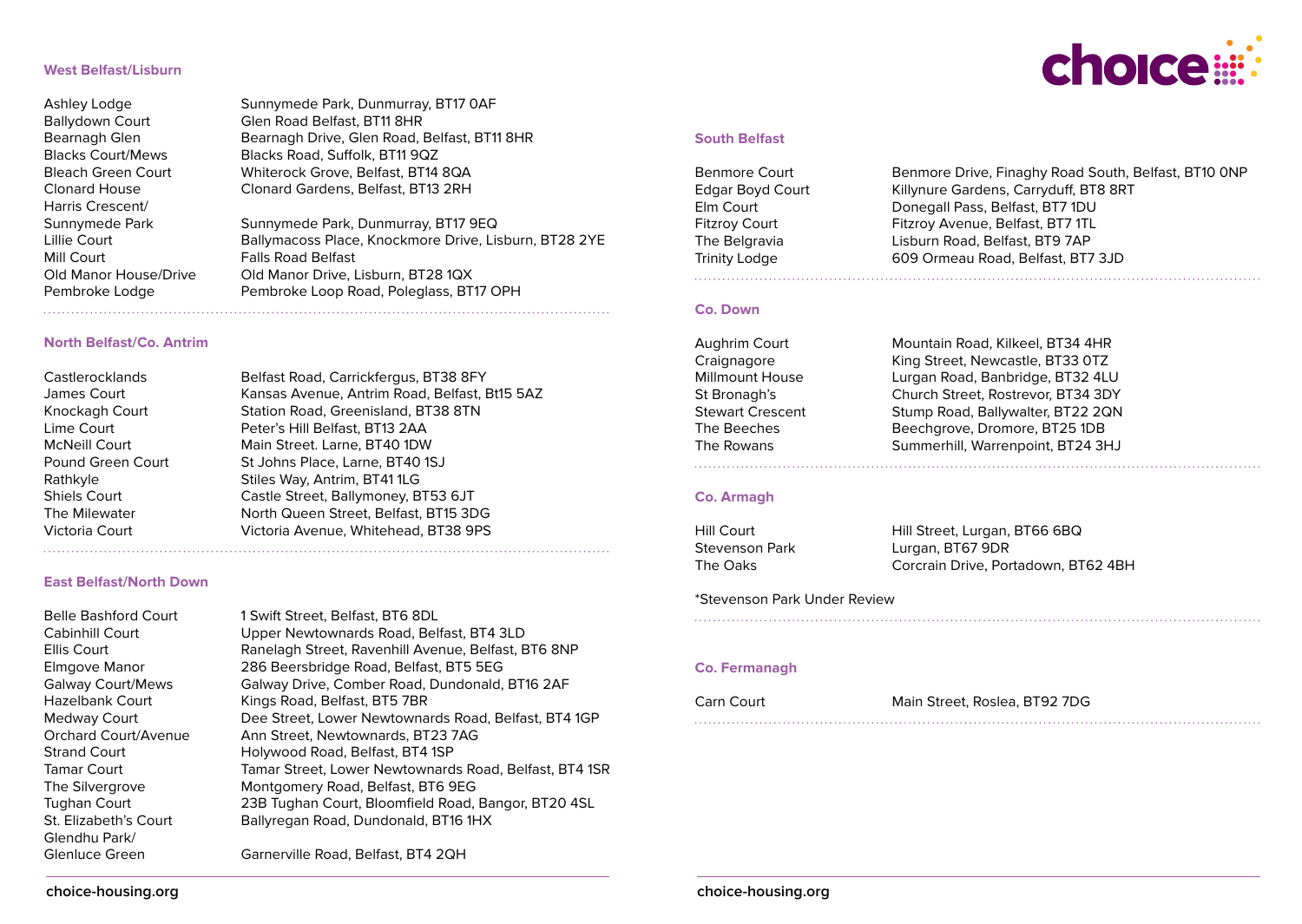### West Belfast/Lisburn

| | |
|---|---|
| Ashley Lodge | Sunnymede Park, Dunmurray, BT17 0AF |
| Ballydown Court | Glen Road Belfast, BT11 8HR |
| Bearnagh Glen | Bearnagh Drive, Glen Road, Belfast, BT11 8HR |
| Blacks Court/Mews | Blacks Road, Suffolk, BT11 9QZ |
| Bleach Green Court | Whiterock Grove, Belfast, BT14 8QA |
| Clonard House | Clonard Gardens, Belfast, BT13 2RH |
| Harris Crescent/ Sunnymede Park | Sunnymede Park, Dunmurray, BT17 9EQ |
| Lillie Court | Ballymacoss Place, Knockmore Drive, Lisburn, BT28 2YE |
| Mill Court | Falls Road Belfast |
| Old Manor House/Drive | Old Manor Drive, Lisburn, BT28 1QX |
| Pembroke Lodge | Pembroke Loop Road, Poleglass, BT17 OPH |

### North Belfast/Co. Antrim

| | |
|---|---|
| Castlerocklands | Belfast Road, Carrickfergus, BT38 8FY |
| James Court | Kansas Avenue, Antrim Road, Belfast, Bt15 5AZ |
| Knockagh Court | Station Road, Greenisland, BT38 8TN |
| Lime Court | Peter's Hill Belfast, BT13 2AA |
| McNeill Court | Main Street. Larne, BT40 1DW |
| Pound Green Court | St Johns Place, Larne, BT40 1SJ |
| Rathkyle | Stiles Way, Antrim, BT41 1LG |
| Shiels Court | Castle Street, Ballymoney, BT53 6JT |
| The Milewater | North Queen Street, Belfast, BT15 3DG |
| Victoria Court | Victoria Avenue, Whitehead, BT38 9PS |

### East Belfast/North Down

| | |
|---|---|
| Belle Bashford Court | 1 Swift Street, Belfast, BT6 8DL |
| Cabinhill Court | Upper Newtownards Road, Belfast, BT4 3LD |
| Ellis Court | Ranelagh Street, Ravenhill Avenue, Belfast, BT6 8NP |
| Elmgove Manor | 286 Beersbridge Road, Belfast, BT5 5EG |
| Galway Court/Mews | Galway Drive, Comber Road, Dundonald, BT16 2AF |
| Hazelbank Court | Kings Road, Belfast, BT5 7BR |
| Medway Court | Dee Street, Lower Newtownards Road, Belfast, BT4 1GP |
| Orchard Court/Avenue | Ann Street, Newtownards, BT23 7AG |
| Strand Court | Holywood Road, Belfast, BT4 1SP |
| Tamar Court | Tamar Street, Lower Newtownards Road, Belfast, BT4 1SR |
| The Silvergrove | Montgomery Road, Belfast, BT6 9EG |
| Tughan Court | 23B Tughan Court, Bloomfield Road, Bangor, BT20 4SL |
| St. Elizabeth's Court | Ballyregan Road, Dundonald, BT16 1HX |
| Glendhu Park/ Glenluce Green | Garnerville Road, Belfast, BT4 2QH |

choice-housing.org

### South Belfast

| | |
|---|---|
| Benmore Court | Benmore Drive, Finaghy Road South, Belfast, BT10 0NP |
| Edgar Boyd Court | Killynure Gardens, Carryduff, BT8 8RT |
| Elm Court | Donegall Pass, Belfast, BT7 1DU |
| Fitzroy Court | Fitzroy Avenue, Belfast, BT7 1TL |
| The Belgravia | Lisburn Road, Belfast, BT9 7AP |
| Trinity Lodge | 609 Ormeau Road, Belfast, BT7 3JD |

### Co. Down

| | |
|---|---|
| Aughrim Court | Mountain Road, Kilkeel, BT34 4HR |
| Craignagore | King Street, Newcastle, BT33 0TZ |
| Millmount House | Lurgan Road, Banbridge, BT32 4LU |
| St Bronagh's | Church Street, Rostrevor, BT34 3DY |
| Stewart Crescent | Stump Road, Ballywalter, BT22 2QN |
| The Beeches | Beechgrove, Dromore, BT25 1DB |
| The Rowans | Summerhill, Warrenpoint, BT24 3HJ |

### Co. Armagh

| | |
|---|---|
| Hill Court | Hill Street, Lurgan, BT66 6BQ |
| Stevenson Park | Lurgan, BT67 9DR |
| The Oaks | Corcrain Drive, Portadown, BT62 4BH |

*Stevenson Park Under Review

### Co. Fermanagh

| | |
|---|---|
| Carn Court | Main Street, Roslea, BT92 7DG |

choice-housing.org